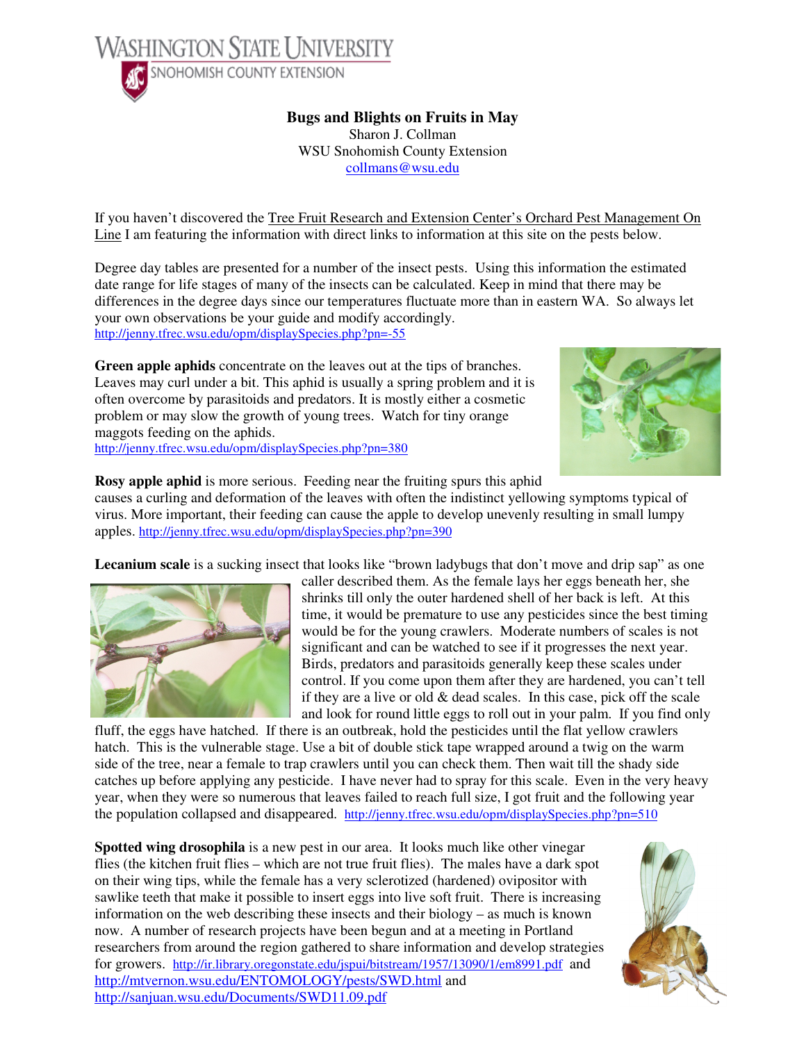WASHINGTON STATE UNIVERSITY
SNOHOMISH COUNTY EXTENSION

# Bugs and Blights on Fruits in May

Sharon J. Collman
WSU Snohomish County Extension
collmans@wsu.edu

If you haven't discovered the Tree Fruit Research and Extension Center's Orchard Pest Management On Line I am featuring the information with direct links to information at this site on the pests below.

Degree day tables are presented for a number of the insect pests. Using this information the estimated date range for life stages of many of the insects can be calculated. Keep in mind that there may be differences in the degree days since our temperatures fluctuate more than in eastern WA. So always let your own observations be your guide and modify accordingly.
http://jenny.tfrec.wsu.edu/opm/displaySpecies.php?pn=-55

**Green apple aphids** concentrate on the leaves out at the tips of branches. Leaves may curl under a bit. This aphid is usually a spring problem and it is often overcome by parasitoids and predators. It is mostly either a cosmetic problem or may slow the growth of young trees. Watch for tiny orange maggots feeding on the aphids.
http://jenny.tfrec.wsu.edu/opm/displaySpecies.php?pn=380

**Rosy apple aphid** is more serious. Feeding near the fruiting spurs this aphid causes a curling and deformation of the leaves with often the indistinct yellowing symptoms typical of virus. More important, their feeding can cause the apple to develop unevenly resulting in small lumpy apples. http://jenny.tfrec.wsu.edu/opm/displaySpecies.php?pn=390

**Lecanium scale** is a sucking insect that looks like "brown ladybugs that don't move and drip sap" as one caller described them. As the female lays her eggs beneath her, she shrinks till only the outer hardened shell of her back is left. At this time, it would be premature to use any pesticides since the best timing would be for the young crawlers. Moderate numbers of scales is not significant and can be watched to see if it progresses the next year. Birds, predators and parasitoids generally keep these scales under control. If you come upon them after they are hardened, you can't tell if they are a live or old & dead scales. In this case, pick off the scale and look for round little eggs to roll out in your palm. If you find only fluff, the eggs have hatched. If there is an outbreak, hold the pesticides until the flat yellow crawlers hatch. This is the vulnerable stage. Use a bit of double stick tape wrapped around a twig on the warm side of the tree, near a female to trap crawlers until you can check them. Then wait till the shady side catches up before applying any pesticide. I have never had to spray for this scale. Even in the very heavy year, when they were so numerous that leaves failed to reach full size, I got fruit and the following year the population collapsed and disappeared. http://jenny.tfrec.wsu.edu/opm/displaySpecies.php?pn=510

**Spotted wing drosophila** is a new pest in our area. It looks much like other vinegar flies (the kitchen fruit flies – which are not true fruit flies). The males have a dark spot on their wing tips, while the female has a very sclerotized (hardened) ovipositor with sawlike teeth that make it possible to insert eggs into live soft fruit. There is increasing information on the web describing these insects and their biology – as much is known now. A number of research projects have been begun and at a meeting in Portland researchers from around the region gathered to share information and develop strategies for growers. http://ir.library.oregonstate.edu/jspui/bitstream/1957/13090/1/em8991.pdf and http://mtvernon.wsu.edu/ENTOMOLOGY/pests/SWD.html and http://sanjuan.wsu.edu/Documents/SWD11.09.pdf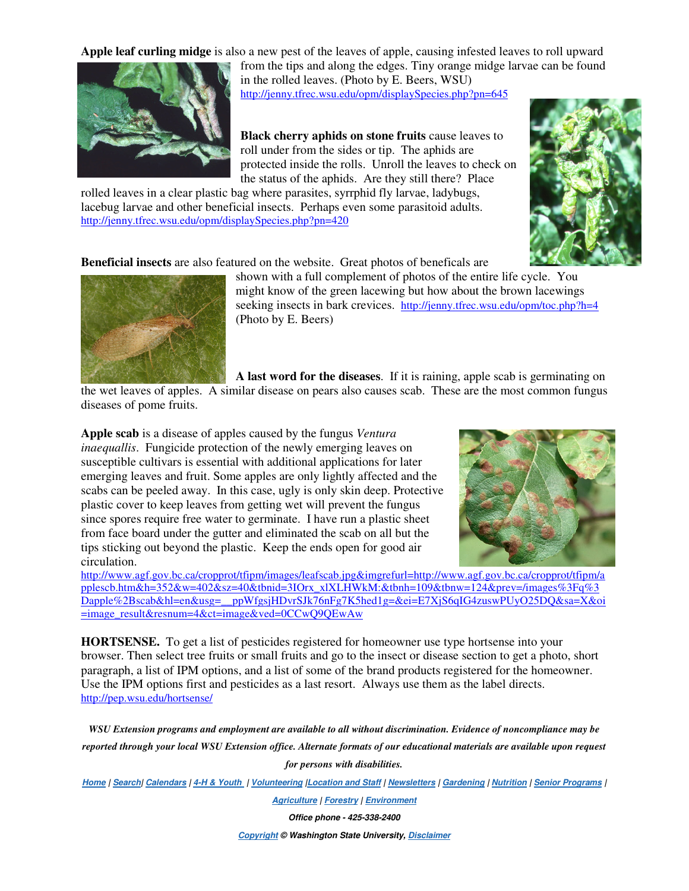**Apple leaf curling midge** is also a new pest of the leaves of apple, causing infested leaves to roll upward from the tips and along the edges. Tiny orange midge larvae can be found in the rolled leaves. (Photo by E. Beers, WSU) http://jenny.tfrec.wsu.edu/opm/displaySpecies.php?pn=645

**Black cherry aphids on stone fruits** cause leaves to roll under from the sides or tip. The aphids are protected inside the rolls. Unroll the leaves to check on the status of the aphids. Are they still there? Place rolled leaves in a clear plastic bag where parasites, syrrphid fly larvae, ladybugs, lacebug larvae and other beneficial insects. Perhaps even some parasitoid adults. http://jenny.tfrec.wsu.edu/opm/displaySpecies.php?pn=420

**Beneficial insects** are also featured on the website. Great photos of benefícals are shown with a full complement of photos of the entire life cycle. You might know of the green lacewing but how about the brown lacewings seeking insects in bark crevices. http://jenny.tfrec.wsu.edu/opm/toc.php?h=4 (Photo by E. Beers)

**A last word for the diseases**. If it is raining, apple scab is germinating on the wet leaves of apples. A similar disease on pears also causes scab. These are the most common fungus diseases of pome fruits.

**Apple scab** is a disease of apples caused by the fungus *Ventura inaequallis*. Fungicide protection of the newly emerging leaves on susceptible cultivars is essential with additional applications for later emerging leaves and fruit. Some apples are only lightly affected and the scabs can be peeled away. In this case, ugly is only skin deep. Protective plastic cover to keep leaves from getting wet will prevent the fungus since spores require free water to germinate. I have run a plastic sheet from face board under the gutter and eliminated the scab on all but the tips sticking out beyond the plastic. Keep the ends open for good air circulation.
http://www.agf.gov.bc.ca/cropprot/tfipm/images/leafscab.jpg&imgrefurl=http://www.agf.gov.bc.ca/cropprot/tfipm/applescb.htm&h=352&w=402&sz=40&tbnid=3IOrx_xlXLHWkM:&tbnh=109&tbnw=124&prev=/images%3Fq%3Dapple%2Bscab&hl=en&usg=__ppWfgsjHDvrSJk76nFg7K5hed1g=&ei=E7XjS6qIG4zuswPUyO25DQ&sa=X&oi=image_result&resnum=4&ct=image&ved=0CCwQ9QEwAw

**HORTSENSE.** To get a list of pesticides registered for homeowner use type hortsense into your browser. Then select tree fruits or small fruits and go to the insect or disease section to get a photo, short paragraph, a list of IPM options, and a list of some of the brand products registered for the homeowner. Use the IPM options first and pesticides as a last resort. Always use them as the label directs. http://pep.wsu.edu/hortsense/

***WSU Extension programs and employment are available to all without discrimination. Evidence of noncompliance may be reported through your local WSU Extension office. Alternate formats of our educational materials are available upon request for persons with disabilities.***

*Home | Search| Calendars | 4-H & Youth | Volunteering |Location and Staff | Newsletters | Gardening | Nutrition | Senior Programs | Agriculture | Forestry | Environment*

***Office phone - 425-338-2400***

*Copyright © Washington State University, Disclaimer*